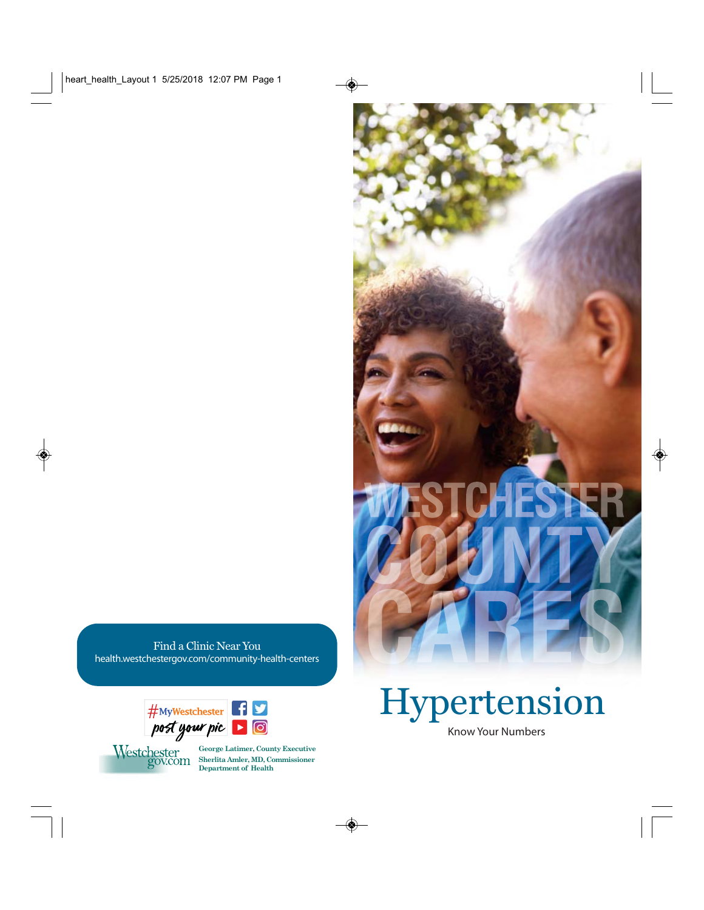# WESTCHESTER COUNTY CARES

# Hypertension

Know Your Numbers

Find a Clinic Near You
health.westchestergov.com/community-health-centers

#MyWestchester post your pic

Westchester gov.com

George Latimer, County Executive
Sherlita Amler, MD, Commissioner
Department of Health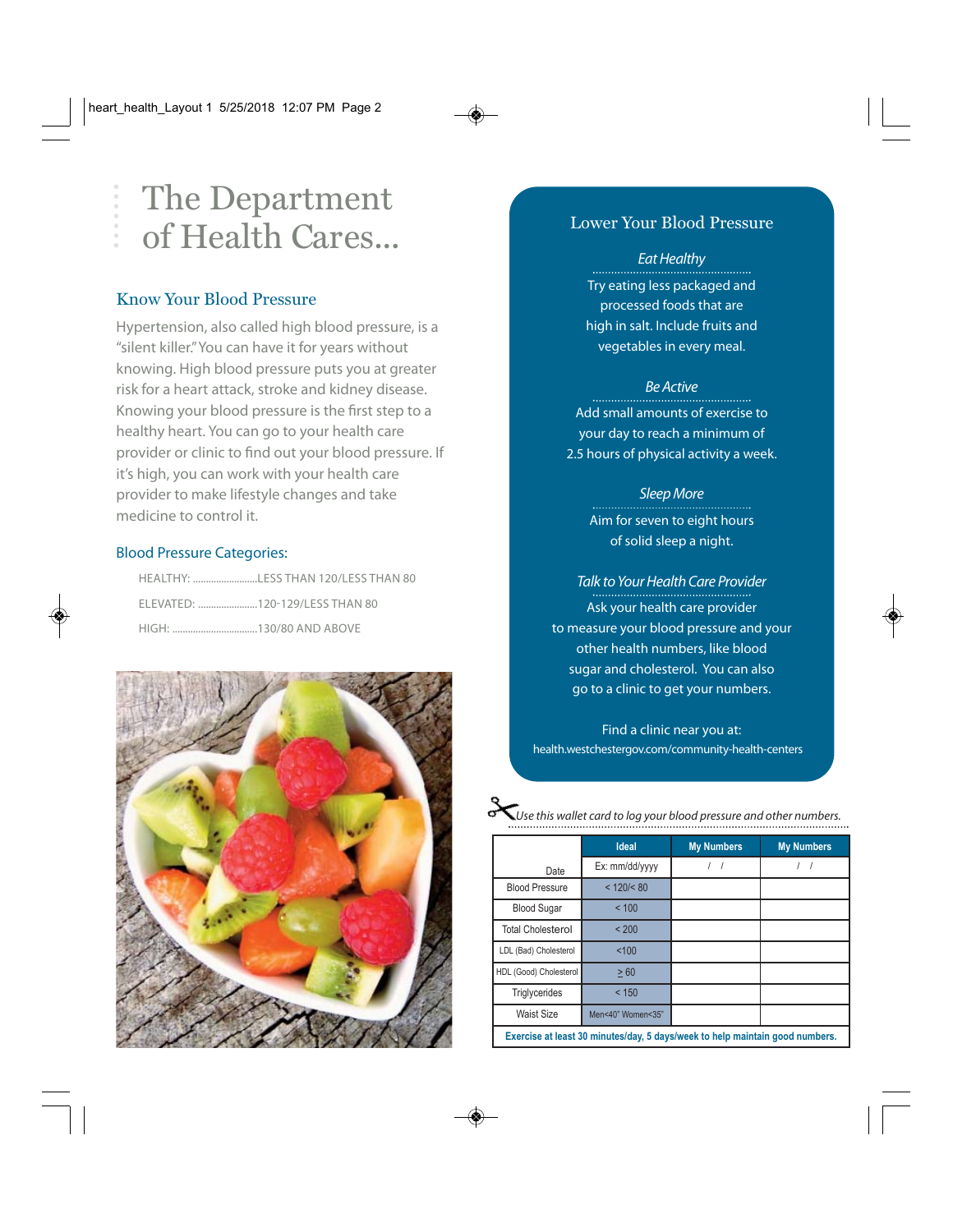# The Department of Health Cares...

## Know Your Blood Pressure

Hypertension, also called high blood pressure, is a "silent killer." You can have it for years without knowing. High blood pressure puts you at greater risk for a heart attack, stroke and kidney disease. Knowing your blood pressure is the first step to a healthy heart. You can go to your health care provider or clinic to find out your blood pressure. If it's high, you can work with your health care provider to make lifestyle changes and take medicine to control it.

### Blood Pressure Categories:

HEALTHY: ........................LESS THAN 120/LESS THAN 80

ELEVATED: ......................120-129/LESS THAN 80

HIGH: ................................130/80 AND ABOVE

## Lower Your Blood Pressure

*Eat Healthy*

Try eating less packaged and processed foods that are high in salt. Include fruits and vegetables in every meal.

*Be Active*

Add small amounts of exercise to your day to reach a minimum of 2.5 hours of physical activity a week.

*Sleep More*

Aim for seven to eight hours of solid sleep a night.

*Talk to Your Health Care Provider*

Ask your health care provider to measure your blood pressure and your other health numbers, like blood sugar and cholesterol. You can also go to a clinic to get your numbers.

Find a clinic near you at:
health.westchestergov.com/community-health-centers

*Use this wallet card to log your blood pressure and other numbers.*

| | Ideal | My Numbers | My Numbers |
|---|---|---|---|
| Date | Ex: mm/dd/yyyy | / / | / / |
| Blood Pressure | < 120/< 80 | | |
| Blood Sugar | < 100 | | |
| Total Cholesterol | < 200 | | |
| LDL (Bad) Cholesterol | <100 | | |
| HDL (Good) Cholesterol | ≥ 60 | | |
| Triglycerides | < 150 | | |
| Waist Size | Men<40" Women<35" | | |

**Exercise at least 30 minutes/day, 5 days/week to help maintain good numbers.**